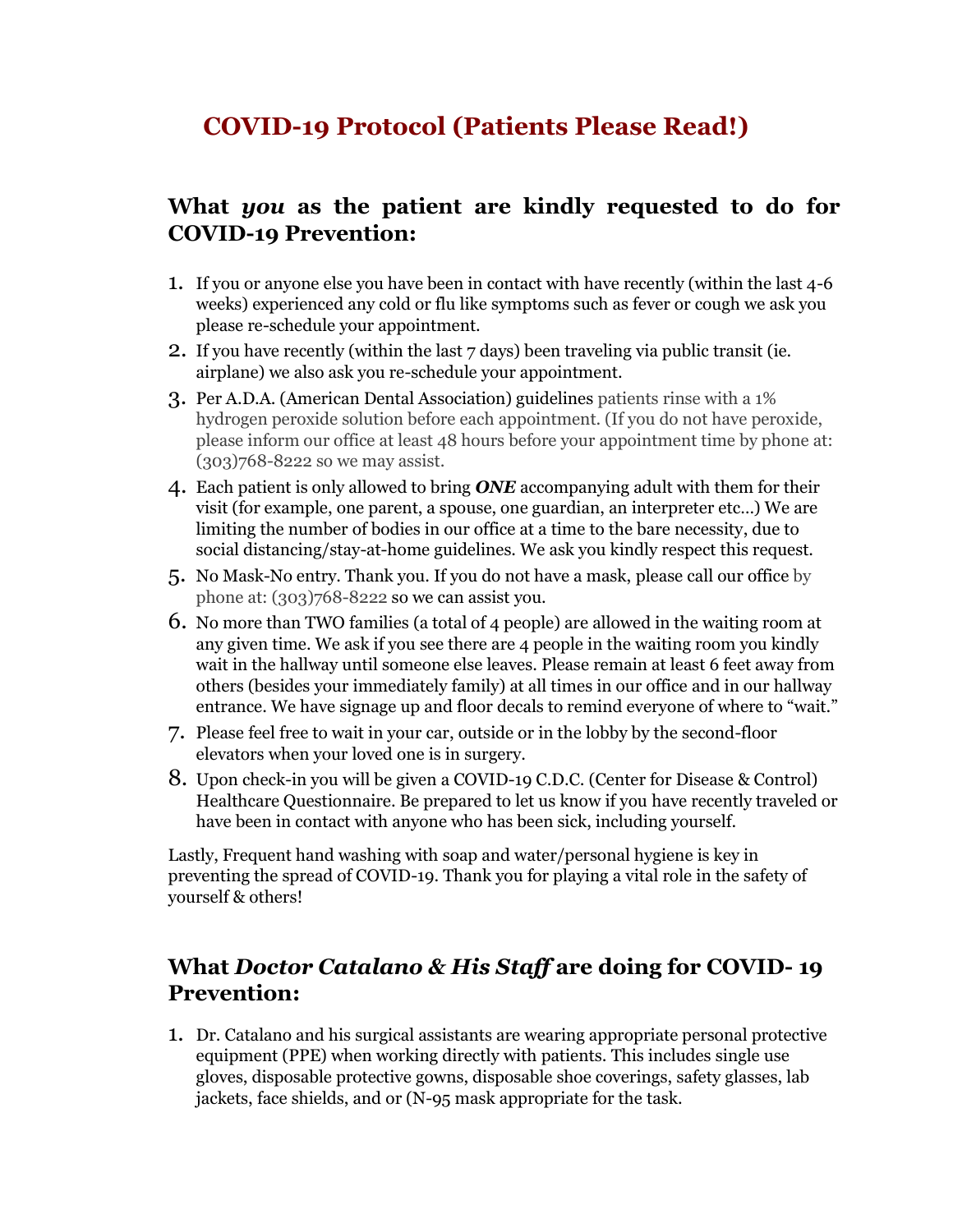# COVID-19 Protocol (Patients Please Read!)

## What *you* as the patient are kindly requested to do for COVID-19 Prevention:

1. If you or anyone else you have been in contact with have recently (within the last 4-6 weeks) experienced any cold or flu like symptoms such as fever or cough we ask you please re-schedule your appointment.
2. If you have recently (within the last 7 days) been traveling via public transit (ie. airplane) we also ask you re-schedule your appointment.
3. Per A.D.A. (American Dental Association) guidelines patients rinse with a 1% hydrogen peroxide solution before each appointment. (If you do not have peroxide, please inform our office at least 48 hours before your appointment time by phone at: (303)768-8222 so we may assist.
4. Each patient is only allowed to bring ***ONE*** accompanying adult with them for their visit (for example, one parent, a spouse, one guardian, an interpreter etc…) We are limiting the number of bodies in our office at a time to the bare necessity, due to social distancing/stay-at-home guidelines. We ask you kindly respect this request.
5. No Mask-No entry. Thank you. If you do not have a mask, please call our office by phone at: (303)768-8222 so we can assist you.
6. No more than TWO families (a total of 4 people) are allowed in the waiting room at any given time. We ask if you see there are 4 people in the waiting room you kindly wait in the hallway until someone else leaves. Please remain at least 6 feet away from others (besides your immediately family) at all times in our office and in our hallway entrance. We have signage up and floor decals to remind everyone of where to "wait."
7. Please feel free to wait in your car, outside or in the lobby by the second-floor elevators when your loved one is in surgery.
8. Upon check-in you will be given a COVID-19 C.D.C. (Center for Disease & Control) Healthcare Questionnaire. Be prepared to let us know if you have recently traveled or have been in contact with anyone who has been sick, including yourself.

Lastly, Frequent hand washing with soap and water/personal hygiene is key in preventing the spread of COVID-19. Thank you for playing a vital role in the safety of yourself & others!

## What *Doctor Catalano & His Staff* are doing for COVID- 19 Prevention:

1. Dr. Catalano and his surgical assistants are wearing appropriate personal protective equipment (PPE) when working directly with patients. This includes single use gloves, disposable protective gowns, disposable shoe coverings, safety glasses, lab jackets, face shields, and or (N-95 mask appropriate for the task.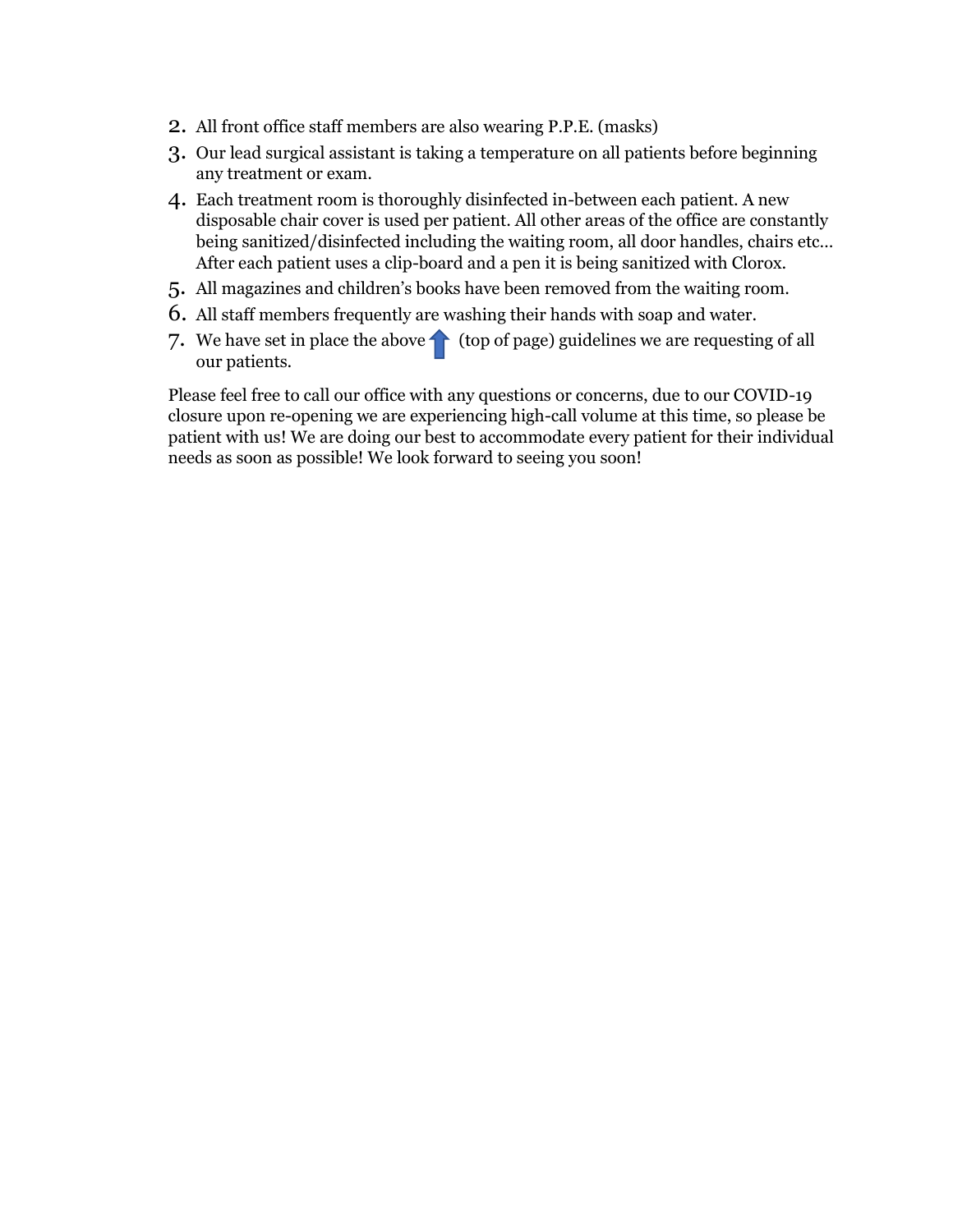2. All front office staff members are also wearing P.P.E. (masks)
3. Our lead surgical assistant is taking a temperature on all patients before beginning any treatment or exam.
4. Each treatment room is thoroughly disinfected in-between each patient. A new disposable chair cover is used per patient. All other areas of the office are constantly being sanitized/disinfected including the waiting room, all door handles, chairs etc… After each patient uses a clip-board and a pen it is being sanitized with Clorox.
5. All magazines and children's books have been removed from the waiting room.
6. All staff members frequently are washing their hands with soap and water.
7. We have set in place the above ⬆ (top of page) guidelines we are requesting of all our patients.

Please feel free to call our office with any questions or concerns, due to our COVID-19 closure upon re-opening we are experiencing high-call volume at this time, so please be patient with us! We are doing our best to accommodate every patient for their individual needs as soon as possible! We look forward to seeing you soon!